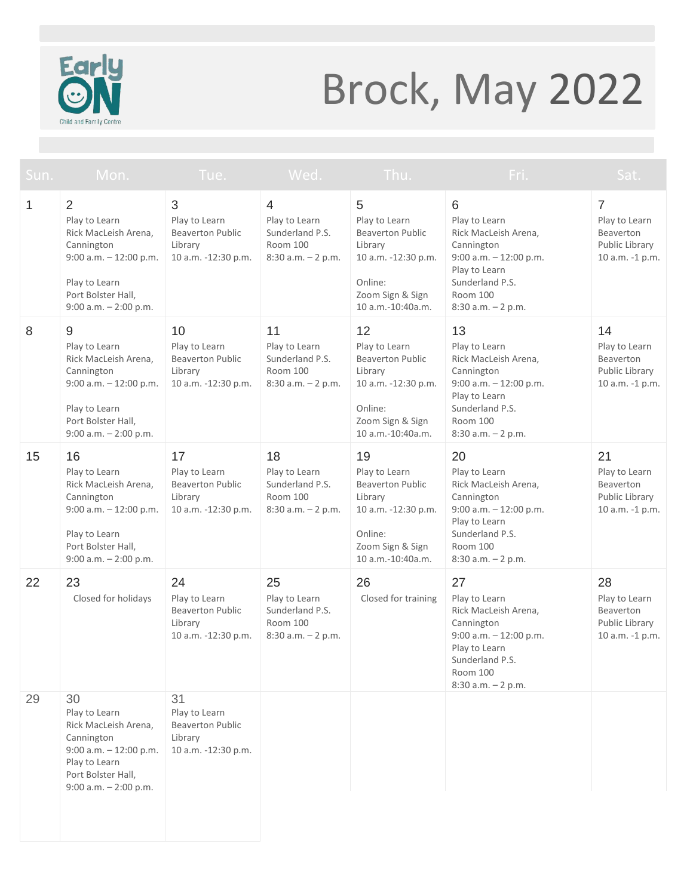# Brock, May 2022

EarlyON Child and Family Centre

| Sun. | Mon. | Tue. | Wed. | Thu. | Fri. | Sat. |
|---|---|---|---|---|---|---|
| 1 | 2<br>Play to Learn<br>Rick MacLeish Arena, Cannington<br>9:00 a.m. – 12:00 p.m.<br><br>Play to Learn<br>Port Bolster Hall,<br>9:00 a.m. – 2:00 p.m. | 3<br>Play to Learn<br>Beaverton Public Library<br>10 a.m. -12:30 p.m. | 4<br>Play to Learn<br>Sunderland P.S.<br>Room 100<br>8:30 a.m. – 2 p.m. | 5<br>Play to Learn<br>Beaverton Public Library<br>10 a.m. -12:30 p.m.<br><br>Online:<br>Zoom Sign & Sign<br>10 a.m.-10:40a.m. | 6<br>Play to Learn<br>Rick MacLeish Arena, Cannington<br>9:00 a.m. – 12:00 p.m.<br>Play to Learn<br>Sunderland P.S.<br>Room 100<br>8:30 a.m. – 2 p.m. | 7<br>Play to Learn<br>Beaverton Public Library<br>10 a.m. -1 p.m. |
| 8 | 9<br>Play to Learn<br>Rick MacLeish Arena, Cannington<br>9:00 a.m. – 12:00 p.m.<br><br>Play to Learn<br>Port Bolster Hall,<br>9:00 a.m. – 2:00 p.m. | 10<br>Play to Learn<br>Beaverton Public Library<br>10 a.m. -12:30 p.m. | 11<br>Play to Learn<br>Sunderland P.S.<br>Room 100<br>8:30 a.m. – 2 p.m. | 12<br>Play to Learn<br>Beaverton Public Library<br>10 a.m. -12:30 p.m.<br><br>Online:<br>Zoom Sign & Sign<br>10 a.m.-10:40a.m. | 13<br>Play to Learn<br>Rick MacLeish Arena, Cannington<br>9:00 a.m. – 12:00 p.m.<br>Play to Learn<br>Sunderland P.S.<br>Room 100<br>8:30 a.m. – 2 p.m. | 14<br>Play to Learn<br>Beaverton Public Library<br>10 a.m. -1 p.m. |
| 15 | 16<br>Play to Learn<br>Rick MacLeish Arena, Cannington<br>9:00 a.m. – 12:00 p.m.<br><br>Play to Learn<br>Port Bolster Hall,<br>9:00 a.m. – 2:00 p.m. | 17<br>Play to Learn<br>Beaverton Public Library<br>10 a.m. -12:30 p.m. | 18<br>Play to Learn<br>Sunderland P.S.<br>Room 100<br>8:30 a.m. – 2 p.m. | 19<br>Play to Learn<br>Beaverton Public Library<br>10 a.m. -12:30 p.m.<br><br>Online:<br>Zoom Sign & Sign<br>10 a.m.-10:40a.m. | 20<br>Play to Learn<br>Rick MacLeish Arena, Cannington<br>9:00 a.m. – 12:00 p.m.<br>Play to Learn<br>Sunderland P.S.<br>Room 100<br>8:30 a.m. – 2 p.m. | 21<br>Play to Learn<br>Beaverton Public Library<br>10 a.m. -1 p.m. |
| 22 | 23<br>Closed for holidays | 24<br>Play to Learn<br>Beaverton Public Library<br>10 a.m. -12:30 p.m. | 25<br>Play to Learn<br>Sunderland P.S.<br>Room 100<br>8:30 a.m. – 2 p.m. | 26<br>Closed for training | 27<br>Play to Learn<br>Rick MacLeish Arena, Cannington<br>9:00 a.m. – 12:00 p.m.<br>Play to Learn<br>Sunderland P.S.<br>Room 100<br>8:30 a.m. – 2 p.m. | 28<br>Play to Learn<br>Beaverton Public Library<br>10 a.m. -1 p.m. |
| 29 | 30<br>Play to Learn<br>Rick MacLeish Arena, Cannington<br>9:00 a.m. – 12:00 p.m.<br>Play to Learn<br>Port Bolster Hall,<br>9:00 a.m. – 2:00 p.m. | 31<br>Play to Learn<br>Beaverton Public Library<br>10 a.m. -12:30 p.m. | | | | |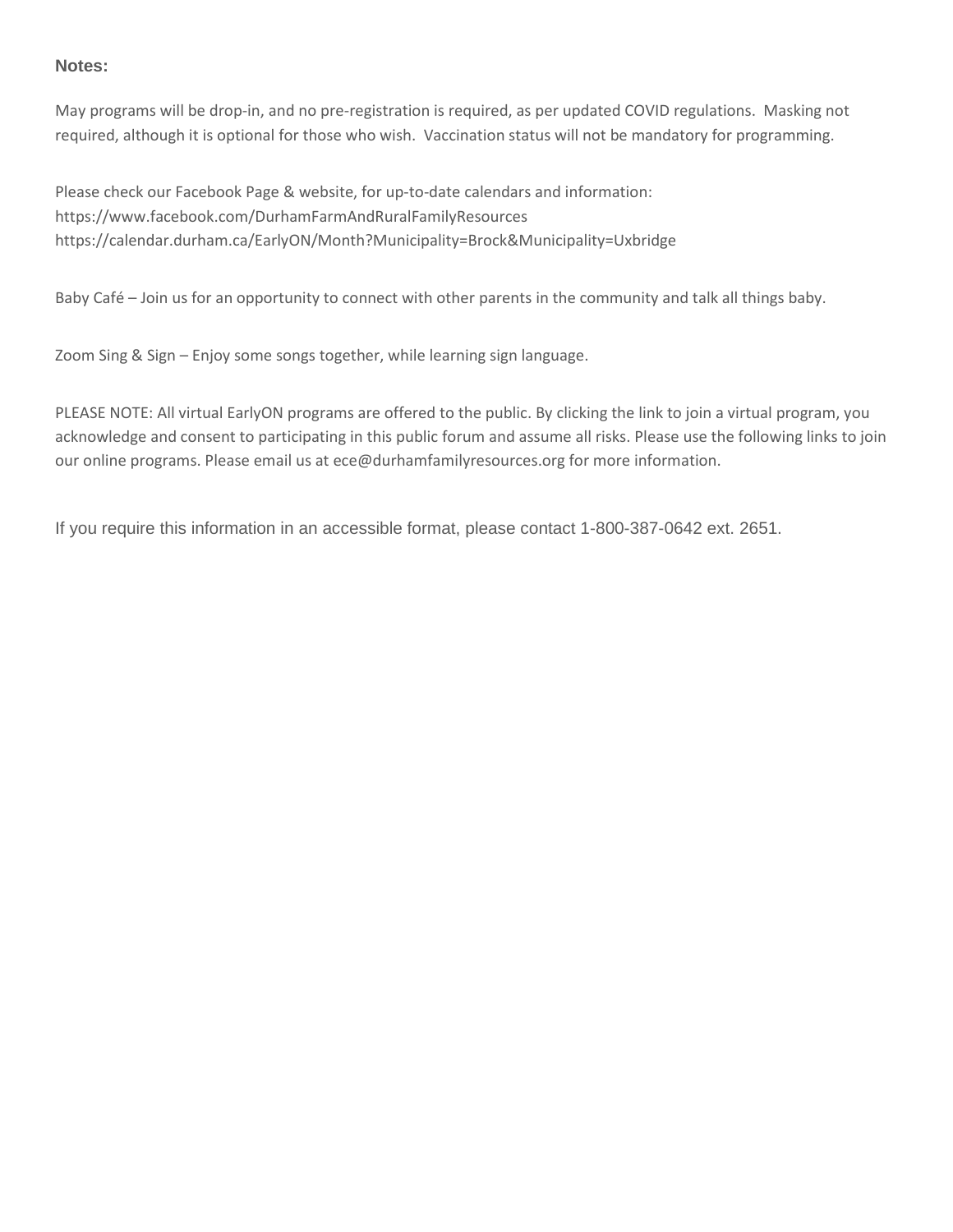**Notes:**

May programs will be drop-in, and no pre-registration is required, as per updated COVID regulations. Masking not required, although it is optional for those who wish. Vaccination status will not be mandatory for programming.

Please check our Facebook Page & website, for up-to-date calendars and information:
https://www.facebook.com/DurhamFarmAndRuralFamilyResources
https://calendar.durham.ca/EarlyON/Month?Municipality=Brock&Municipality=Uxbridge

Baby Café – Join us for an opportunity to connect with other parents in the community and talk all things baby.

Zoom Sing & Sign – Enjoy some songs together, while learning sign language.

PLEASE NOTE: All virtual EarlyON programs are offered to the public. By clicking the link to join a virtual program, you acknowledge and consent to participating in this public forum and assume all risks. Please use the following links to join our online programs. Please email us at ece@durhamfamilyresources.org for more information.

If you require this information in an accessible format, please contact 1-800-387-0642 ext. 2651.